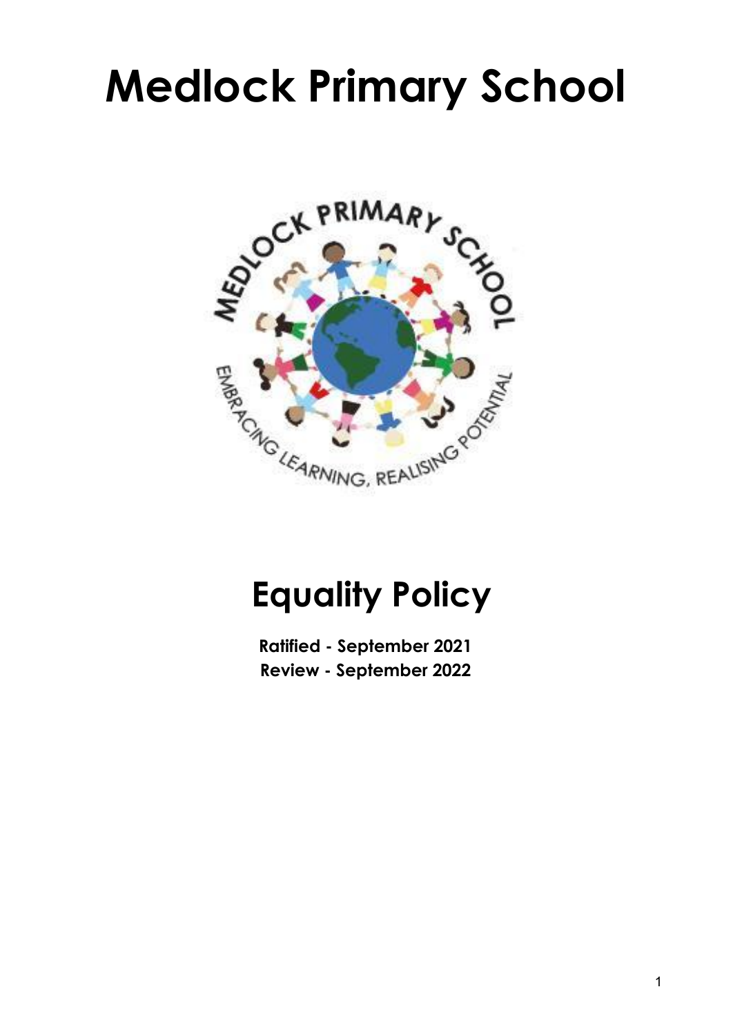# Medlock Primary School

# Equality Policy

**Ratified - September 2021**
**Review - September 2022**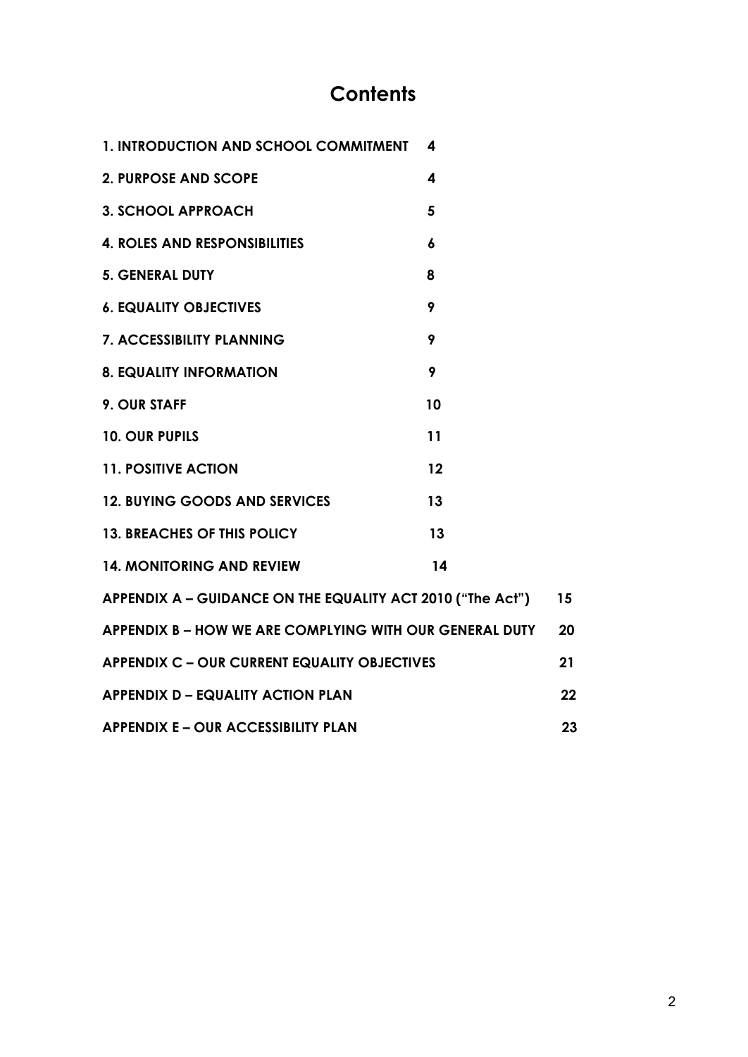# Contents

| | |
|---|---|
| **1. INTRODUCTION AND SCHOOL COMMITMENT** | **4** |
| **2. PURPOSE AND SCOPE** | **4** |
| **3. SCHOOL APPROACH** | **5** |
| **4. ROLES AND RESPONSIBILITIES** | **6** |
| **5. GENERAL DUTY** | **8** |
| **6. EQUALITY OBJECTIVES** | **9** |
| **7. ACCESSIBILITY PLANNING** | **9** |
| **8. EQUALITY INFORMATION** | **9** |
| **9. OUR STAFF** | **10** |
| **10. OUR PUPILS** | **11** |
| **11. POSITIVE ACTION** | **12** |
| **12. BUYING GOODS AND SERVICES** | **13** |
| **13. BREACHES OF THIS POLICY** | **13** |
| **14. MONITORING AND REVIEW** | **14** |
| **APPENDIX A – GUIDANCE ON THE EQUALITY ACT 2010 ("The Act")** | **15** |
| **APPENDIX B – HOW WE ARE COMPLYING WITH OUR GENERAL DUTY** | **20** |
| **APPENDIX C – OUR CURRENT EQUALITY OBJECTIVES** | **21** |
| **APPENDIX D – EQUALITY ACTION PLAN** | **22** |
| **APPENDIX E – OUR ACCESSIBILITY PLAN** | **23** |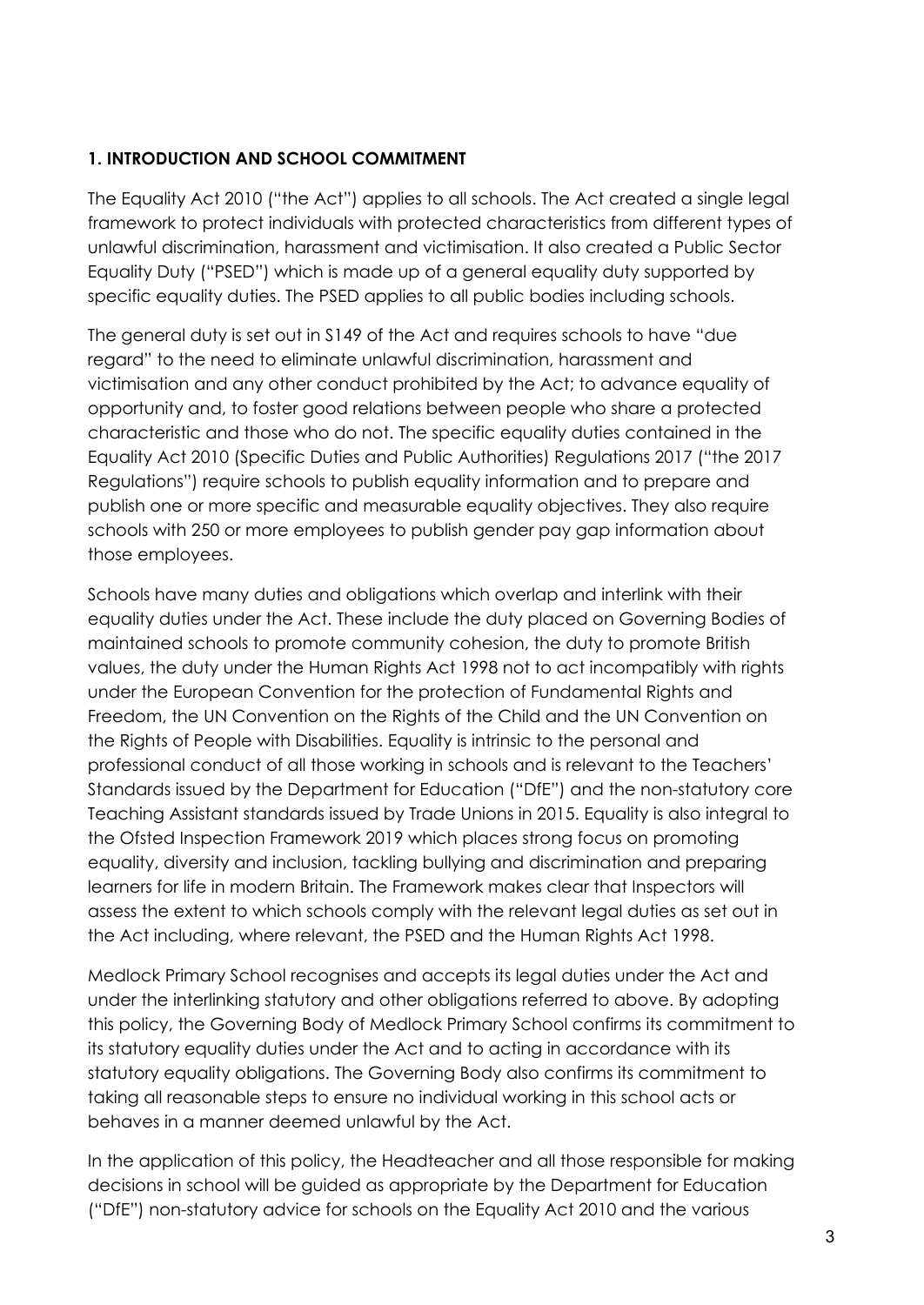**1. INTRODUCTION AND SCHOOL COMMITMENT**

The Equality Act 2010 ("the Act") applies to all schools. The Act created a single legal framework to protect individuals with protected characteristics from different types of unlawful discrimination, harassment and victimisation. It also created a Public Sector Equality Duty ("PSED") which is made up of a general equality duty supported by specific equality duties. The PSED applies to all public bodies including schools.

The general duty is set out in S149 of the Act and requires schools to have "due regard" to the need to eliminate unlawful discrimination, harassment and victimisation and any other conduct prohibited by the Act; to advance equality of opportunity and, to foster good relations between people who share a protected characteristic and those who do not. The specific equality duties contained in the Equality Act 2010 (Specific Duties and Public Authorities) Regulations 2017 ("the 2017 Regulations") require schools to publish equality information and to prepare and publish one or more specific and measurable equality objectives. They also require schools with 250 or more employees to publish gender pay gap information about those employees.

Schools have many duties and obligations which overlap and interlink with their equality duties under the Act. These include the duty placed on Governing Bodies of maintained schools to promote community cohesion, the duty to promote British values, the duty under the Human Rights Act 1998 not to act incompatibly with rights under the European Convention for the protection of Fundamental Rights and Freedom, the UN Convention on the Rights of the Child and the UN Convention on the Rights of People with Disabilities. Equality is intrinsic to the personal and professional conduct of all those working in schools and is relevant to the Teachers' Standards issued by the Department for Education ("DfE") and the non-statutory core Teaching Assistant standards issued by Trade Unions in 2015. Equality is also integral to the Ofsted Inspection Framework 2019 which places strong focus on promoting equality, diversity and inclusion, tackling bullying and discrimination and preparing learners for life in modern Britain. The Framework makes clear that Inspectors will assess the extent to which schools comply with the relevant legal duties as set out in the Act including, where relevant, the PSED and the Human Rights Act 1998.

Medlock Primary School recognises and accepts its legal duties under the Act and under the interlinking statutory and other obligations referred to above. By adopting this policy, the Governing Body of Medlock Primary School confirms its commitment to its statutory equality duties under the Act and to acting in accordance with its statutory equality obligations. The Governing Body also confirms its commitment to taking all reasonable steps to ensure no individual working in this school acts or behaves in a manner deemed unlawful by the Act.

In the application of this policy, the Headteacher and all those responsible for making decisions in school will be guided as appropriate by the Department for Education ("DfE") non-statutory advice for schools on the Equality Act 2010 and the various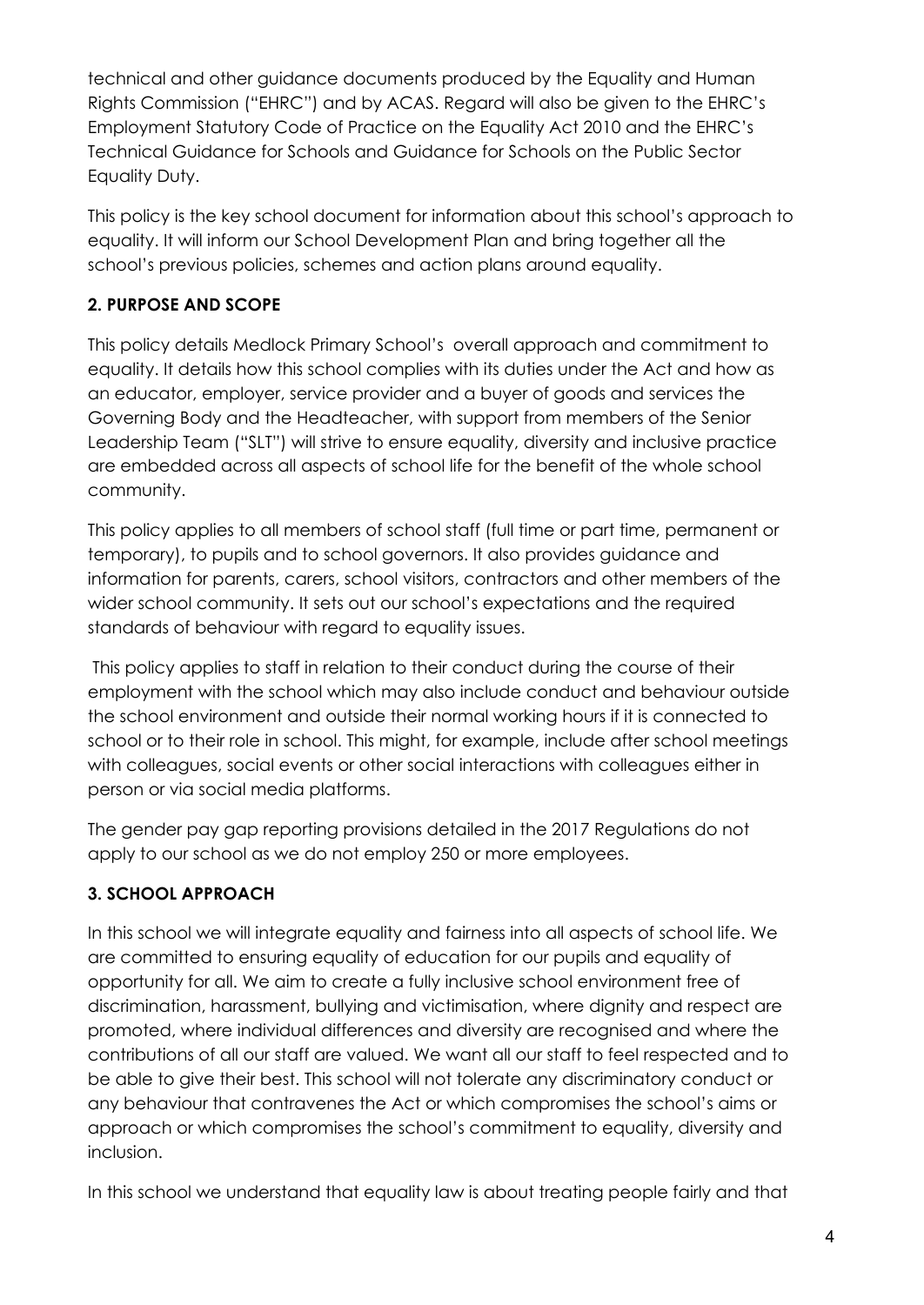technical and other guidance documents produced by the Equality and Human Rights Commission ("EHRC") and by ACAS. Regard will also be given to the EHRC's Employment Statutory Code of Practice on the Equality Act 2010 and the EHRC's Technical Guidance for Schools and Guidance for Schools on the Public Sector Equality Duty.

This policy is the key school document for information about this school's approach to equality. It will inform our School Development Plan and bring together all the school's previous policies, schemes and action plans around equality.

## 2. PURPOSE AND SCOPE

This policy details Medlock Primary School's overall approach and commitment to equality. It details how this school complies with its duties under the Act and how as an educator, employer, service provider and a buyer of goods and services the Governing Body and the Headteacher, with support from members of the Senior Leadership Team ("SLT") will strive to ensure equality, diversity and inclusive practice are embedded across all aspects of school life for the benefit of the whole school community.

This policy applies to all members of school staff (full time or part time, permanent or temporary), to pupils and to school governors. It also provides guidance and information for parents, carers, school visitors, contractors and other members of the wider school community. It sets out our school's expectations and the required standards of behaviour with regard to equality issues.

This policy applies to staff in relation to their conduct during the course of their employment with the school which may also include conduct and behaviour outside the school environment and outside their normal working hours if it is connected to school or to their role in school. This might, for example, include after school meetings with colleagues, social events or other social interactions with colleagues either in person or via social media platforms.

The gender pay gap reporting provisions detailed in the 2017 Regulations do not apply to our school as we do not employ 250 or more employees.

## 3. SCHOOL APPROACH

In this school we will integrate equality and fairness into all aspects of school life. We are committed to ensuring equality of education for our pupils and equality of opportunity for all. We aim to create a fully inclusive school environment free of discrimination, harassment, bullying and victimisation, where dignity and respect are promoted, where individual differences and diversity are recognised and where the contributions of all our staff are valued. We want all our staff to feel respected and to be able to give their best. This school will not tolerate any discriminatory conduct or any behaviour that contravenes the Act or which compromises the school's aims or approach or which compromises the school's commitment to equality, diversity and inclusion.

In this school we understand that equality law is about treating people fairly and that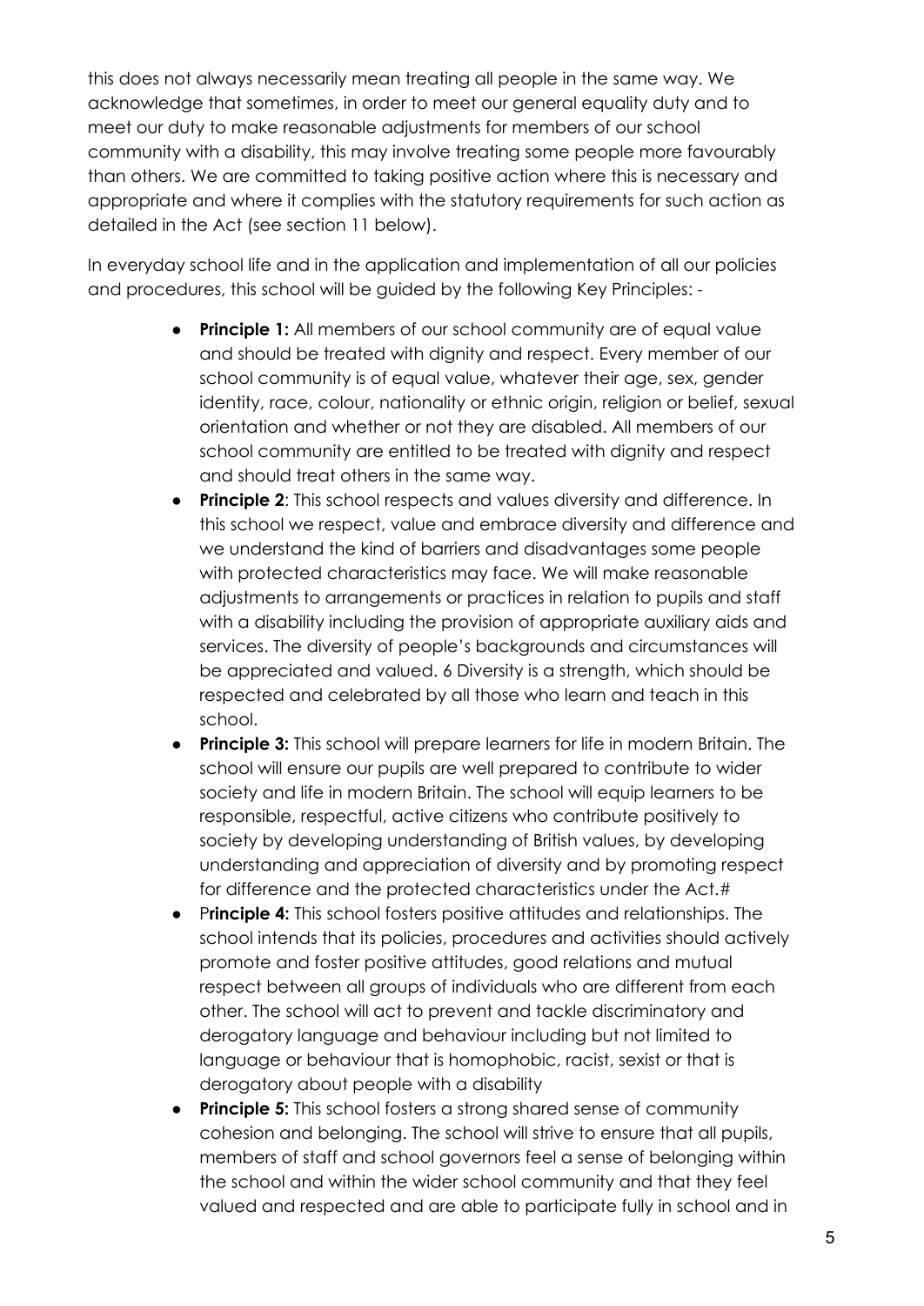this does not always necessarily mean treating all people in the same way. We acknowledge that sometimes, in order to meet our general equality duty and to meet our duty to make reasonable adjustments for members of our school community with a disability, this may involve treating some people more favourably than others. We are committed to taking positive action where this is necessary and appropriate and where it complies with the statutory requirements for such action as detailed in the Act (see section 11 below).

In everyday school life and in the application and implementation of all our policies and procedures, this school will be guided by the following Key Principles: -

- **Principle 1:** All members of our school community are of equal value and should be treated with dignity and respect. Every member of our school community is of equal value, whatever their age, sex, gender identity, race, colour, nationality or ethnic origin, religion or belief, sexual orientation and whether or not they are disabled. All members of our school community are entitled to be treated with dignity and respect and should treat others in the same way.
- **Principle 2**: This school respects and values diversity and difference. In this school we respect, value and embrace diversity and difference and we understand the kind of barriers and disadvantages some people with protected characteristics may face. We will make reasonable adjustments to arrangements or practices in relation to pupils and staff with a disability including the provision of appropriate auxiliary aids and services. The diversity of people's backgrounds and circumstances will be appreciated and valued. 6 Diversity is a strength, which should be respected and celebrated by all those who learn and teach in this school.
- **Principle 3:** This school will prepare learners for life in modern Britain. The school will ensure our pupils are well prepared to contribute to wider society and life in modern Britain. The school will equip learners to be responsible, respectful, active citizens who contribute positively to society by developing understanding of British values, by developing understanding and appreciation of diversity and by promoting respect for difference and the protected characteristics under the Act.#
- P**rinciple 4:** This school fosters positive attitudes and relationships. The school intends that its policies, procedures and activities should actively promote and foster positive attitudes, good relations and mutual respect between all groups of individuals who are different from each other. The school will act to prevent and tackle discriminatory and derogatory language and behaviour including but not limited to language or behaviour that is homophobic, racist, sexist or that is derogatory about people with a disability
- **Principle 5:** This school fosters a strong shared sense of community cohesion and belonging. The school will strive to ensure that all pupils, members of staff and school governors feel a sense of belonging within the school and within the wider school community and that they feel valued and respected and are able to participate fully in school and in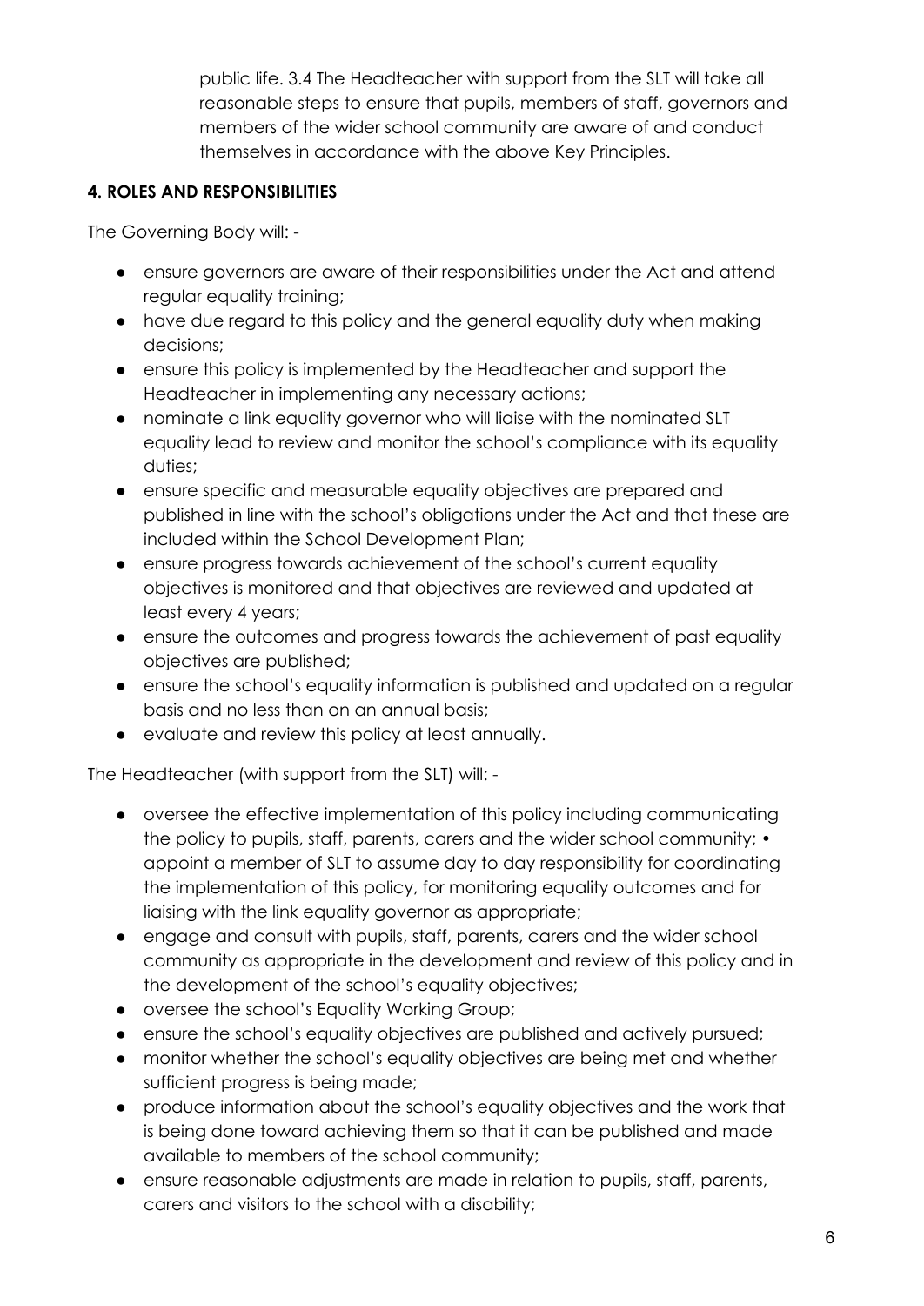public life. 3.4 The Headteacher with support from the SLT will take all reasonable steps to ensure that pupils, members of staff, governors and members of the wider school community are aware of and conduct themselves in accordance with the above Key Principles.

**4. ROLES AND RESPONSIBILITIES**

The Governing Body will: -

- ensure governors are aware of their responsibilities under the Act and attend regular equality training;
- have due regard to this policy and the general equality duty when making decisions;
- ensure this policy is implemented by the Headteacher and support the Headteacher in implementing any necessary actions;
- nominate a link equality governor who will liaise with the nominated SLT equality lead to review and monitor the school's compliance with its equality duties;
- ensure specific and measurable equality objectives are prepared and published in line with the school's obligations under the Act and that these are included within the School Development Plan;
- ensure progress towards achievement of the school's current equality objectives is monitored and that objectives are reviewed and updated at least every 4 years;
- ensure the outcomes and progress towards the achievement of past equality objectives are published;
- ensure the school's equality information is published and updated on a regular basis and no less than on an annual basis;
- evaluate and review this policy at least annually.

The Headteacher (with support from the SLT) will: -

- oversee the effective implementation of this policy including communicating the policy to pupils, staff, parents, carers and the wider school community; • appoint a member of SLT to assume day to day responsibility for coordinating the implementation of this policy, for monitoring equality outcomes and for liaising with the link equality governor as appropriate;
- engage and consult with pupils, staff, parents, carers and the wider school community as appropriate in the development and review of this policy and in the development of the school's equality objectives;
- oversee the school's Equality Working Group;
- ensure the school's equality objectives are published and actively pursued;
- monitor whether the school's equality objectives are being met and whether sufficient progress is being made;
- produce information about the school's equality objectives and the work that is being done toward achieving them so that it can be published and made available to members of the school community;
- ensure reasonable adjustments are made in relation to pupils, staff, parents, carers and visitors to the school with a disability;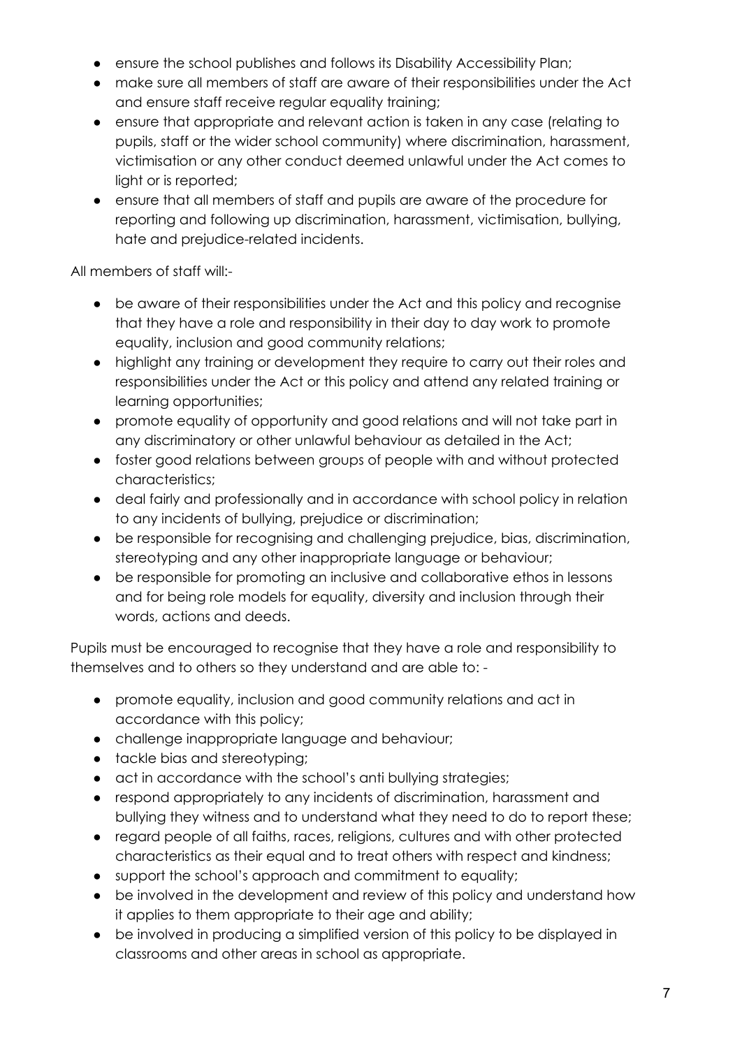- ensure the school publishes and follows its Disability Accessibility Plan;
- make sure all members of staff are aware of their responsibilities under the Act and ensure staff receive regular equality training;
- ensure that appropriate and relevant action is taken in any case (relating to pupils, staff or the wider school community) where discrimination, harassment, victimisation or any other conduct deemed unlawful under the Act comes to light or is reported;
- ensure that all members of staff and pupils are aware of the procedure for reporting and following up discrimination, harassment, victimisation, bullying, hate and prejudice-related incidents.

All members of staff will:-

- be aware of their responsibilities under the Act and this policy and recognise that they have a role and responsibility in their day to day work to promote equality, inclusion and good community relations;
- highlight any training or development they require to carry out their roles and responsibilities under the Act or this policy and attend any related training or learning opportunities;
- promote equality of opportunity and good relations and will not take part in any discriminatory or other unlawful behaviour as detailed in the Act;
- foster good relations between groups of people with and without protected characteristics;
- deal fairly and professionally and in accordance with school policy in relation to any incidents of bullying, prejudice or discrimination;
- be responsible for recognising and challenging prejudice, bias, discrimination, stereotyping and any other inappropriate language or behaviour;
- be responsible for promoting an inclusive and collaborative ethos in lessons and for being role models for equality, diversity and inclusion through their words, actions and deeds.

Pupils must be encouraged to recognise that they have a role and responsibility to themselves and to others so they understand and are able to: -

- promote equality, inclusion and good community relations and act in accordance with this policy;
- challenge inappropriate language and behaviour;
- tackle bias and stereotyping;
- act in accordance with the school's anti bullying strategies;
- respond appropriately to any incidents of discrimination, harassment and bullying they witness and to understand what they need to do to report these;
- regard people of all faiths, races, religions, cultures and with other protected characteristics as their equal and to treat others with respect and kindness;
- support the school's approach and commitment to equality;
- be involved in the development and review of this policy and understand how it applies to them appropriate to their age and ability;
- be involved in producing a simplified version of this policy to be displayed in classrooms and other areas in school as appropriate.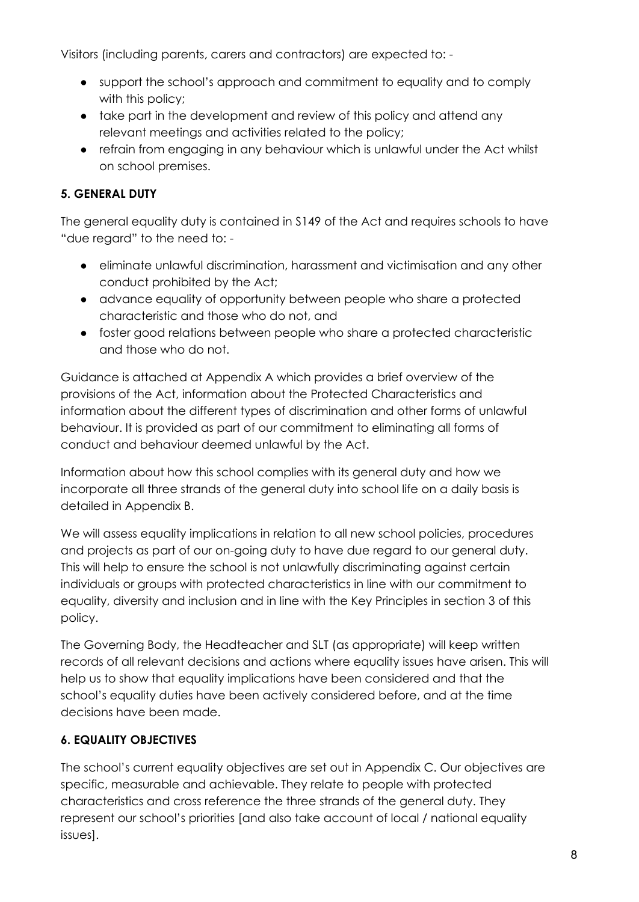Visitors (including parents, carers and contractors) are expected to: -

- support the school's approach and commitment to equality and to comply with this policy;
- take part in the development and review of this policy and attend any relevant meetings and activities related to the policy;
- refrain from engaging in any behaviour which is unlawful under the Act whilst on school premises.

### 5. GENERAL DUTY

The general equality duty is contained in S149 of the Act and requires schools to have "due regard" to the need to: -

- eliminate unlawful discrimination, harassment and victimisation and any other conduct prohibited by the Act;
- advance equality of opportunity between people who share a protected characteristic and those who do not, and
- foster good relations between people who share a protected characteristic and those who do not.

Guidance is attached at Appendix A which provides a brief overview of the provisions of the Act, information about the Protected Characteristics and information about the different types of discrimination and other forms of unlawful behaviour. It is provided as part of our commitment to eliminating all forms of conduct and behaviour deemed unlawful by the Act.

Information about how this school complies with its general duty and how we incorporate all three strands of the general duty into school life on a daily basis is detailed in Appendix B.

We will assess equality implications in relation to all new school policies, procedures and projects as part of our on-going duty to have due regard to our general duty. This will help to ensure the school is not unlawfully discriminating against certain individuals or groups with protected characteristics in line with our commitment to equality, diversity and inclusion and in line with the Key Principles in section 3 of this policy.

The Governing Body, the Headteacher and SLT (as appropriate) will keep written records of all relevant decisions and actions where equality issues have arisen. This will help us to show that equality implications have been considered and that the school's equality duties have been actively considered before, and at the time decisions have been made.

### 6. EQUALITY OBJECTIVES

The school's current equality objectives are set out in Appendix C. Our objectives are specific, measurable and achievable. They relate to people with protected characteristics and cross reference the three strands of the general duty. They represent our school's priorities [and also take account of local / national equality issues].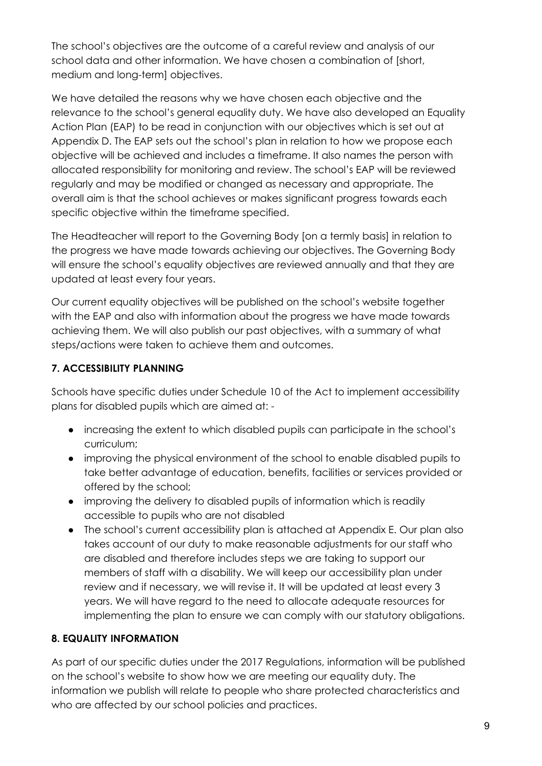The school's objectives are the outcome of a careful review and analysis of our school data and other information. We have chosen a combination of [short, medium and long-term] objectives.

We have detailed the reasons why we have chosen each objective and the relevance to the school's general equality duty. We have also developed an Equality Action Plan (EAP) to be read in conjunction with our objectives which is set out at Appendix D. The EAP sets out the school's plan in relation to how we propose each objective will be achieved and includes a timeframe. It also names the person with allocated responsibility for monitoring and review. The school's EAP will be reviewed regularly and may be modified or changed as necessary and appropriate. The overall aim is that the school achieves or makes significant progress towards each specific objective within the timeframe specified.

The Headteacher will report to the Governing Body [on a termly basis] in relation to the progress we have made towards achieving our objectives. The Governing Body will ensure the school's equality objectives are reviewed annually and that they are updated at least every four years.

Our current equality objectives will be published on the school's website together with the EAP and also with information about the progress we have made towards achieving them. We will also publish our past objectives, with a summary of what steps/actions were taken to achieve them and outcomes.

### 7. ACCESSIBILITY PLANNING

Schools have specific duties under Schedule 10 of the Act to implement accessibility plans for disabled pupils which are aimed at: -

- increasing the extent to which disabled pupils can participate in the school's curriculum;
- improving the physical environment of the school to enable disabled pupils to take better advantage of education, benefits, facilities or services provided or offered by the school;
- improving the delivery to disabled pupils of information which is readily accessible to pupils who are not disabled
- The school's current accessibility plan is attached at Appendix E. Our plan also takes account of our duty to make reasonable adjustments for our staff who are disabled and therefore includes steps we are taking to support our members of staff with a disability. We will keep our accessibility plan under review and if necessary, we will revise it. It will be updated at least every 3 years. We will have regard to the need to allocate adequate resources for implementing the plan to ensure we can comply with our statutory obligations.

### 8. EQUALITY INFORMATION

As part of our specific duties under the 2017 Regulations, information will be published on the school's website to show how we are meeting our equality duty. The information we publish will relate to people who share protected characteristics and who are affected by our school policies and practices.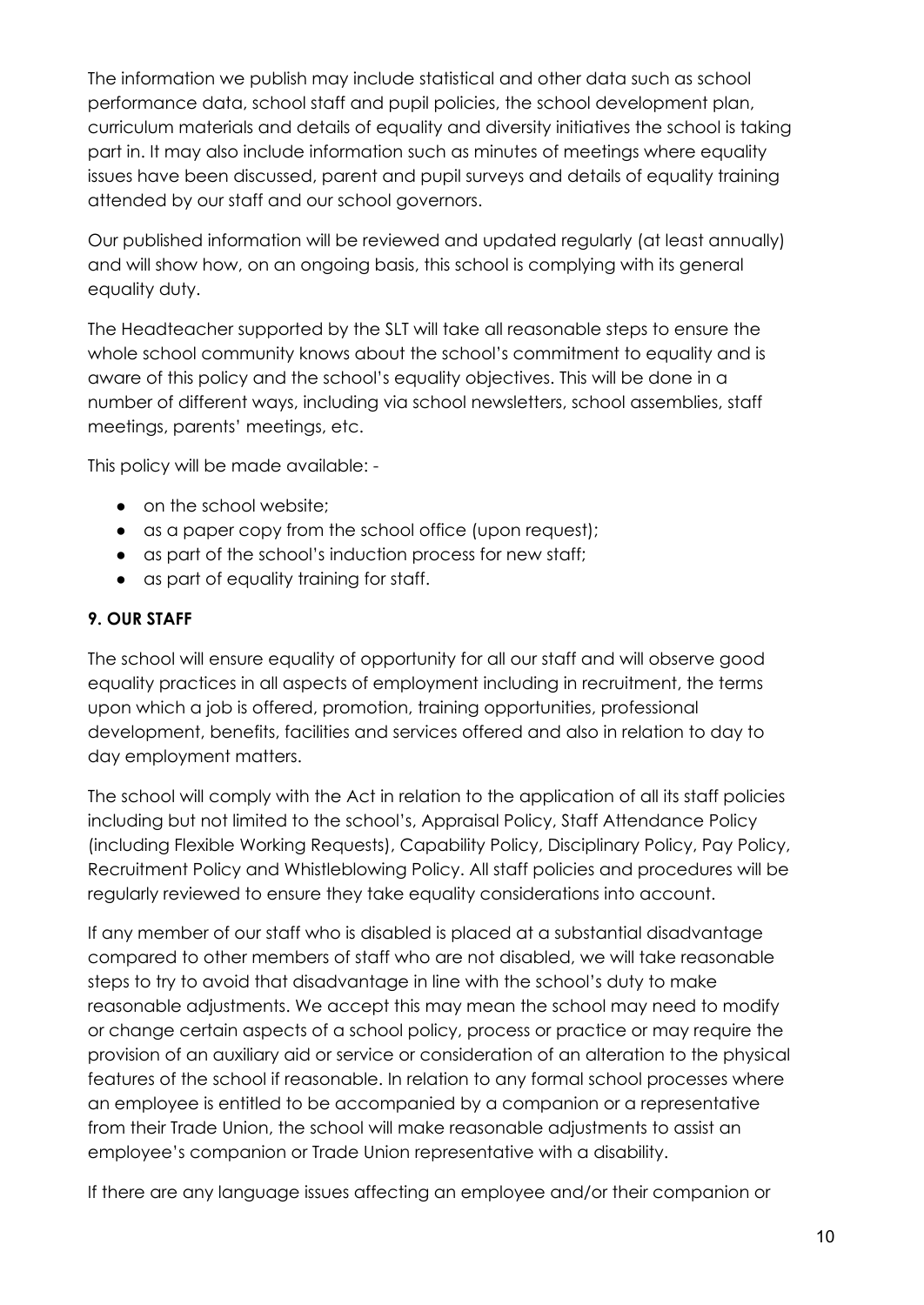The information we publish may include statistical and other data such as school performance data, school staff and pupil policies, the school development plan, curriculum materials and details of equality and diversity initiatives the school is taking part in. It may also include information such as minutes of meetings where equality issues have been discussed, parent and pupil surveys and details of equality training attended by our staff and our school governors.

Our published information will be reviewed and updated regularly (at least annually) and will show how, on an ongoing basis, this school is complying with its general equality duty.

The Headteacher supported by the SLT will take all reasonable steps to ensure the whole school community knows about the school's commitment to equality and is aware of this policy and the school's equality objectives. This will be done in a number of different ways, including via school newsletters, school assemblies, staff meetings, parents' meetings, etc.

This policy will be made available: -

- on the school website;
- as a paper copy from the school office (upon request);
- as part of the school's induction process for new staff;
- as part of equality training for staff.

**9. OUR STAFF**

The school will ensure equality of opportunity for all our staff and will observe good equality practices in all aspects of employment including in recruitment, the terms upon which a job is offered, promotion, training opportunities, professional development, benefits, facilities and services offered and also in relation to day to day employment matters.

The school will comply with the Act in relation to the application of all its staff policies including but not limited to the school's, Appraisal Policy, Staff Attendance Policy (including Flexible Working Requests), Capability Policy, Disciplinary Policy, Pay Policy, Recruitment Policy and Whistleblowing Policy. All staff policies and procedures will be regularly reviewed to ensure they take equality considerations into account.

If any member of our staff who is disabled is placed at a substantial disadvantage compared to other members of staff who are not disabled, we will take reasonable steps to try to avoid that disadvantage in line with the school's duty to make reasonable adjustments. We accept this may mean the school may need to modify or change certain aspects of a school policy, process or practice or may require the provision of an auxiliary aid or service or consideration of an alteration to the physical features of the school if reasonable. In relation to any formal school processes where an employee is entitled to be accompanied by a companion or a representative from their Trade Union, the school will make reasonable adjustments to assist an employee's companion or Trade Union representative with a disability.

If there are any language issues affecting an employee and/or their companion or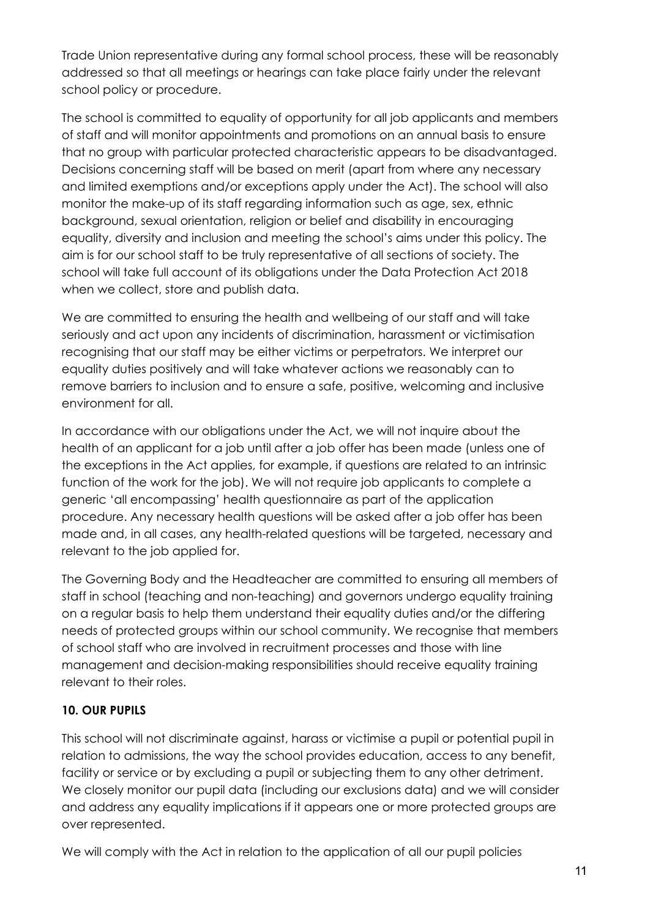Trade Union representative during any formal school process, these will be reasonably addressed so that all meetings or hearings can take place fairly under the relevant school policy or procedure.

The school is committed to equality of opportunity for all job applicants and members of staff and will monitor appointments and promotions on an annual basis to ensure that no group with particular protected characteristic appears to be disadvantaged. Decisions concerning staff will be based on merit (apart from where any necessary and limited exemptions and/or exceptions apply under the Act). The school will also monitor the make-up of its staff regarding information such as age, sex, ethnic background, sexual orientation, religion or belief and disability in encouraging equality, diversity and inclusion and meeting the school's aims under this policy. The aim is for our school staff to be truly representative of all sections of society. The school will take full account of its obligations under the Data Protection Act 2018 when we collect, store and publish data.

We are committed to ensuring the health and wellbeing of our staff and will take seriously and act upon any incidents of discrimination, harassment or victimisation recognising that our staff may be either victims or perpetrators. We interpret our equality duties positively and will take whatever actions we reasonably can to remove barriers to inclusion and to ensure a safe, positive, welcoming and inclusive environment for all.

In accordance with our obligations under the Act, we will not inquire about the health of an applicant for a job until after a job offer has been made (unless one of the exceptions in the Act applies, for example, if questions are related to an intrinsic function of the work for the job). We will not require job applicants to complete a generic 'all encompassing' health questionnaire as part of the application procedure. Any necessary health questions will be asked after a job offer has been made and, in all cases, any health-related questions will be targeted, necessary and relevant to the job applied for.

The Governing Body and the Headteacher are committed to ensuring all members of staff in school (teaching and non-teaching) and governors undergo equality training on a regular basis to help them understand their equality duties and/or the differing needs of protected groups within our school community. We recognise that members of school staff who are involved in recruitment processes and those with line management and decision-making responsibilities should receive equality training relevant to their roles.

### 10. OUR PUPILS

This school will not discriminate against, harass or victimise a pupil or potential pupil in relation to admissions, the way the school provides education, access to any benefit, facility or service or by excluding a pupil or subjecting them to any other detriment. We closely monitor our pupil data (including our exclusions data) and we will consider and address any equality implications if it appears one or more protected groups are over represented.

We will comply with the Act in relation to the application of all our pupil policies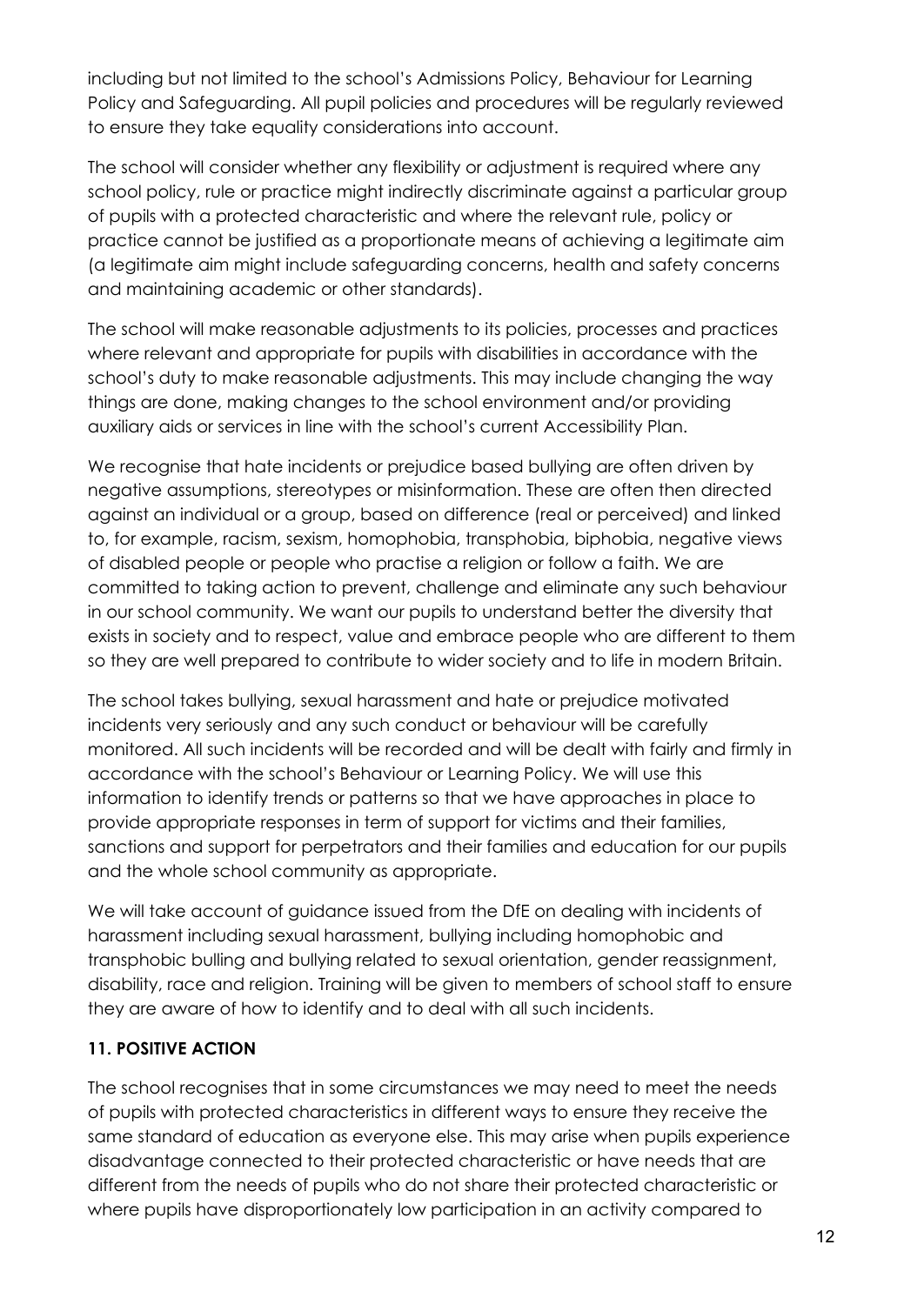including but not limited to the school's Admissions Policy, Behaviour for Learning Policy and Safeguarding. All pupil policies and procedures will be regularly reviewed to ensure they take equality considerations into account.

The school will consider whether any flexibility or adjustment is required where any school policy, rule or practice might indirectly discriminate against a particular group of pupils with a protected characteristic and where the relevant rule, policy or practice cannot be justified as a proportionate means of achieving a legitimate aim (a legitimate aim might include safeguarding concerns, health and safety concerns and maintaining academic or other standards).

The school will make reasonable adjustments to its policies, processes and practices where relevant and appropriate for pupils with disabilities in accordance with the school's duty to make reasonable adjustments. This may include changing the way things are done, making changes to the school environment and/or providing auxiliary aids or services in line with the school's current Accessibility Plan.

We recognise that hate incidents or prejudice based bullying are often driven by negative assumptions, stereotypes or misinformation. These are often then directed against an individual or a group, based on difference (real or perceived) and linked to, for example, racism, sexism, homophobia, transphobia, biphobia, negative views of disabled people or people who practise a religion or follow a faith. We are committed to taking action to prevent, challenge and eliminate any such behaviour in our school community. We want our pupils to understand better the diversity that exists in society and to respect, value and embrace people who are different to them so they are well prepared to contribute to wider society and to life in modern Britain.

The school takes bullying, sexual harassment and hate or prejudice motivated incidents very seriously and any such conduct or behaviour will be carefully monitored. All such incidents will be recorded and will be dealt with fairly and firmly in accordance with the school's Behaviour or Learning Policy. We will use this information to identify trends or patterns so that we have approaches in place to provide appropriate responses in term of support for victims and their families, sanctions and support for perpetrators and their families and education for our pupils and the whole school community as appropriate.

We will take account of guidance issued from the DfE on dealing with incidents of harassment including sexual harassment, bullying including homophobic and transphobic bulling and bullying related to sexual orientation, gender reassignment, disability, race and religion. Training will be given to members of school staff to ensure they are aware of how to identify and to deal with all such incidents.

**11. POSITIVE ACTION**

The school recognises that in some circumstances we may need to meet the needs of pupils with protected characteristics in different ways to ensure they receive the same standard of education as everyone else. This may arise when pupils experience disadvantage connected to their protected characteristic or have needs that are different from the needs of pupils who do not share their protected characteristic or where pupils have disproportionately low participation in an activity compared to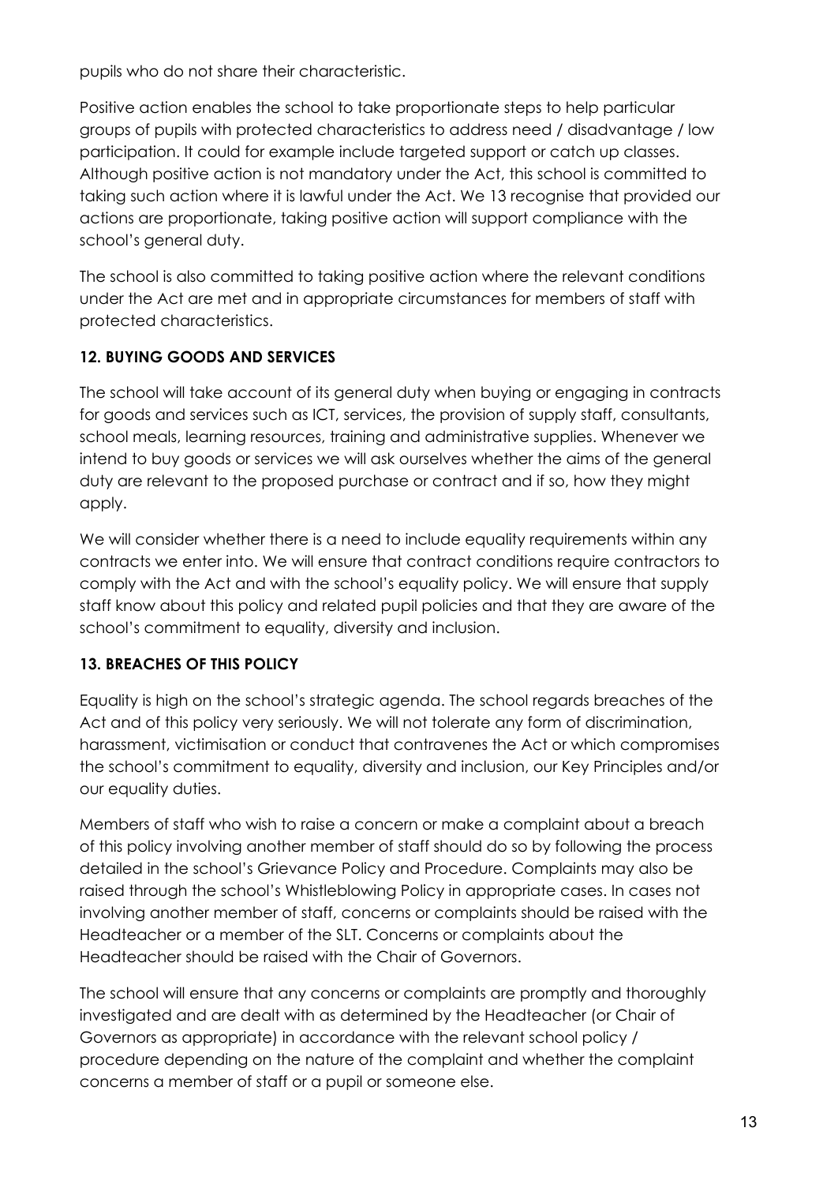pupils who do not share their characteristic.

Positive action enables the school to take proportionate steps to help particular groups of pupils with protected characteristics to address need / disadvantage / low participation. It could for example include targeted support or catch up classes. Although positive action is not mandatory under the Act, this school is committed to taking such action where it is lawful under the Act. We 13 recognise that provided our actions are proportionate, taking positive action will support compliance with the school's general duty.

The school is also committed to taking positive action where the relevant conditions under the Act are met and in appropriate circumstances for members of staff with protected characteristics.

### 12. BUYING GOODS AND SERVICES

The school will take account of its general duty when buying or engaging in contracts for goods and services such as ICT, services, the provision of supply staff, consultants, school meals, learning resources, training and administrative supplies. Whenever we intend to buy goods or services we will ask ourselves whether the aims of the general duty are relevant to the proposed purchase or contract and if so, how they might apply.

We will consider whether there is a need to include equality requirements within any contracts we enter into. We will ensure that contract conditions require contractors to comply with the Act and with the school's equality policy. We will ensure that supply staff know about this policy and related pupil policies and that they are aware of the school's commitment to equality, diversity and inclusion.

### 13. BREACHES OF THIS POLICY

Equality is high on the school's strategic agenda. The school regards breaches of the Act and of this policy very seriously. We will not tolerate any form of discrimination, harassment, victimisation or conduct that contravenes the Act or which compromises the school's commitment to equality, diversity and inclusion, our Key Principles and/or our equality duties.

Members of staff who wish to raise a concern or make a complaint about a breach of this policy involving another member of staff should do so by following the process detailed in the school's Grievance Policy and Procedure. Complaints may also be raised through the school's Whistleblowing Policy in appropriate cases. In cases not involving another member of staff, concerns or complaints should be raised with the Headteacher or a member of the SLT. Concerns or complaints about the Headteacher should be raised with the Chair of Governors.

The school will ensure that any concerns or complaints are promptly and thoroughly investigated and are dealt with as determined by the Headteacher (or Chair of Governors as appropriate) in accordance with the relevant school policy / procedure depending on the nature of the complaint and whether the complaint concerns a member of staff or a pupil or someone else.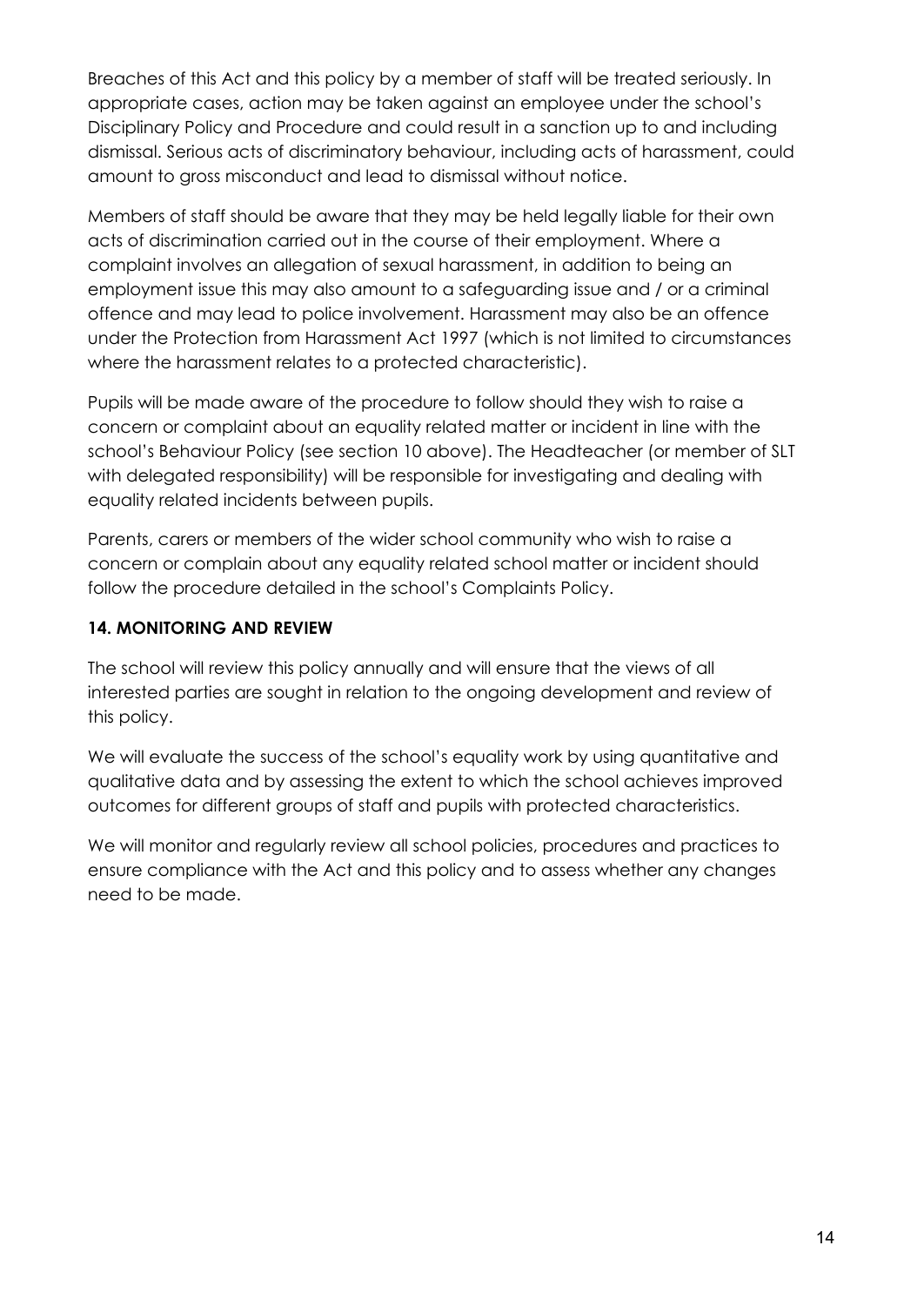Breaches of this Act and this policy by a member of staff will be treated seriously. In appropriate cases, action may be taken against an employee under the school's Disciplinary Policy and Procedure and could result in a sanction up to and including dismissal. Serious acts of discriminatory behaviour, including acts of harassment, could amount to gross misconduct and lead to dismissal without notice.

Members of staff should be aware that they may be held legally liable for their own acts of discrimination carried out in the course of their employment. Where a complaint involves an allegation of sexual harassment, in addition to being an employment issue this may also amount to a safeguarding issue and / or a criminal offence and may lead to police involvement. Harassment may also be an offence under the Protection from Harassment Act 1997 (which is not limited to circumstances where the harassment relates to a protected characteristic).

Pupils will be made aware of the procedure to follow should they wish to raise a concern or complaint about an equality related matter or incident in line with the school's Behaviour Policy (see section 10 above). The Headteacher (or member of SLT with delegated responsibility) will be responsible for investigating and dealing with equality related incidents between pupils.

Parents, carers or members of the wider school community who wish to raise a concern or complain about any equality related school matter or incident should follow the procedure detailed in the school's Complaints Policy.

## 14. MONITORING AND REVIEW

The school will review this policy annually and will ensure that the views of all interested parties are sought in relation to the ongoing development and review of this policy.

We will evaluate the success of the school's equality work by using quantitative and qualitative data and by assessing the extent to which the school achieves improved outcomes for different groups of staff and pupils with protected characteristics.

We will monitor and regularly review all school policies, procedures and practices to ensure compliance with the Act and this policy and to assess whether any changes need to be made.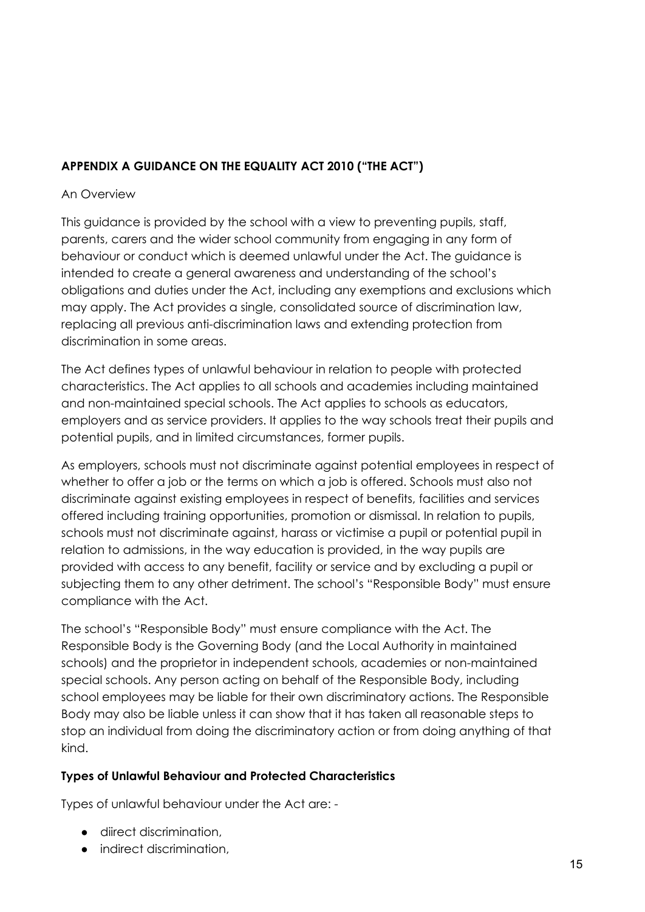**APPENDIX A GUIDANCE ON THE EQUALITY ACT 2010 ("THE ACT")**

An Overview

This guidance is provided by the school with a view to preventing pupils, staff, parents, carers and the wider school community from engaging in any form of behaviour or conduct which is deemed unlawful under the Act. The guidance is intended to create a general awareness and understanding of the school's obligations and duties under the Act, including any exemptions and exclusions which may apply. The Act provides a single, consolidated source of discrimination law, replacing all previous anti-discrimination laws and extending protection from discrimination in some areas.

The Act defines types of unlawful behaviour in relation to people with protected characteristics. The Act applies to all schools and academies including maintained and non-maintained special schools. The Act applies to schools as educators, employers and as service providers. It applies to the way schools treat their pupils and potential pupils, and in limited circumstances, former pupils.

As employers, schools must not discriminate against potential employees in respect of whether to offer a job or the terms on which a job is offered. Schools must also not discriminate against existing employees in respect of benefits, facilities and services offered including training opportunities, promotion or dismissal. In relation to pupils, schools must not discriminate against, harass or victimise a pupil or potential pupil in relation to admissions, in the way education is provided, in the way pupils are provided with access to any benefit, facility or service and by excluding a pupil or subjecting them to any other detriment. The school's "Responsible Body" must ensure compliance with the Act.

The school's "Responsible Body" must ensure compliance with the Act. The Responsible Body is the Governing Body (and the Local Authority in maintained schools) and the proprietor in independent schools, academies or non-maintained special schools. Any person acting on behalf of the Responsible Body, including school employees may be liable for their own discriminatory actions. The Responsible Body may also be liable unless it can show that it has taken all reasonable steps to stop an individual from doing the discriminatory action or from doing anything of that kind.

**Types of Unlawful Behaviour and Protected Characteristics**

Types of unlawful behaviour under the Act are: -

- diirect discrimination,
- indirect discrimination,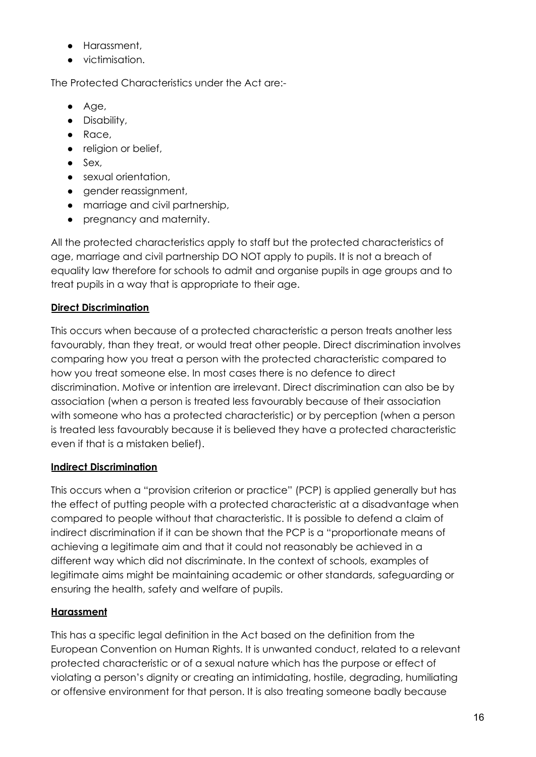- Harassment,
- victimisation.

The Protected Characteristics under the Act are:-

- Age,
- Disability,
- Race,
- religion or belief,
- Sex,
- sexual orientation,
- gender reassignment,
- marriage and civil partnership,
- pregnancy and maternity.

All the protected characteristics apply to staff but the protected characteristics of age, marriage and civil partnership DO NOT apply to pupils. It is not a breach of equality law therefore for schools to admit and organise pupils in age groups and to treat pupils in a way that is appropriate to their age.

**Direct Discrimination**

This occurs when because of a protected characteristic a person treats another less favourably, than they treat, or would treat other people. Direct discrimination involves comparing how you treat a person with the protected characteristic compared to how you treat someone else. In most cases there is no defence to direct discrimination. Motive or intention are irrelevant. Direct discrimination can also be by association (when a person is treated less favourably because of their association with someone who has a protected characteristic) or by perception (when a person is treated less favourably because it is believed they have a protected characteristic even if that is a mistaken belief).

**Indirect Discrimination**

This occurs when a "provision criterion or practice" (PCP) is applied generally but has the effect of putting people with a protected characteristic at a disadvantage when compared to people without that characteristic. It is possible to defend a claim of indirect discrimination if it can be shown that the PCP is a "proportionate means of achieving a legitimate aim and that it could not reasonably be achieved in a different way which did not discriminate. In the context of schools, examples of legitimate aims might be maintaining academic or other standards, safeguarding or ensuring the health, safety and welfare of pupils.

**Harassment**

This has a specific legal definition in the Act based on the definition from the European Convention on Human Rights. It is unwanted conduct, related to a relevant protected characteristic or of a sexual nature which has the purpose or effect of violating a person's dignity or creating an intimidating, hostile, degrading, humiliating or offensive environment for that person. It is also treating someone badly because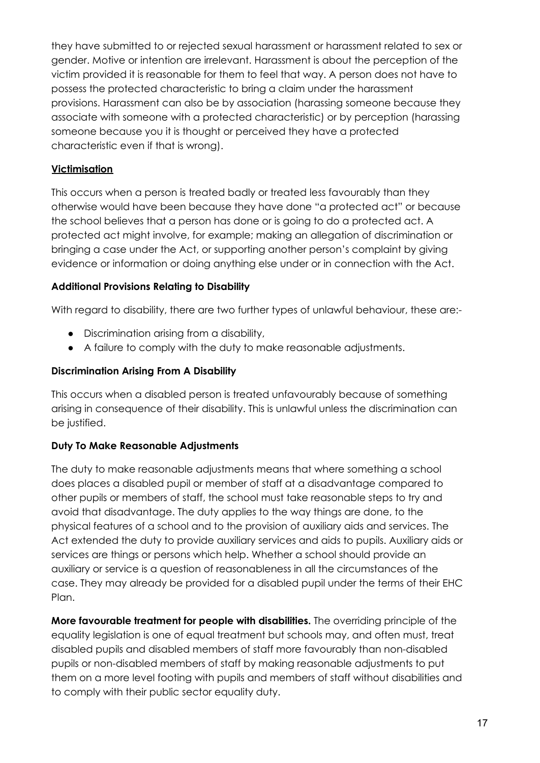they have submitted to or rejected sexual harassment or harassment related to sex or gender. Motive or intention are irrelevant. Harassment is about the perception of the victim provided it is reasonable for them to feel that way. A person does not have to possess the protected characteristic to bring a claim under the harassment provisions. Harassment can also be by association (harassing someone because they associate with someone with a protected characteristic) or by perception (harassing someone because you it is thought or perceived they have a protected characteristic even if that is wrong).

**Victimisation**

This occurs when a person is treated badly or treated less favourably than they otherwise would have been because they have done "a protected act" or because the school believes that a person has done or is going to do a protected act. A protected act might involve, for example; making an allegation of discrimination or bringing a case under the Act, or supporting another person's complaint by giving evidence or information or doing anything else under or in connection with the Act.

**Additional Provisions Relating to Disability**

With regard to disability, there are two further types of unlawful behaviour, these are:-

- Discrimination arising from a disability,
- A failure to comply with the duty to make reasonable adjustments.

**Discrimination Arising From A Disability**

This occurs when a disabled person is treated unfavourably because of something arising in consequence of their disability. This is unlawful unless the discrimination can be justified.

**Duty To Make Reasonable Adjustments**

The duty to make reasonable adjustments means that where something a school does places a disabled pupil or member of staff at a disadvantage compared to other pupils or members of staff, the school must take reasonable steps to try and avoid that disadvantage. The duty applies to the way things are done, to the physical features of a school and to the provision of auxiliary aids and services. The Act extended the duty to provide auxiliary services and aids to pupils. Auxiliary aids or services are things or persons which help. Whether a school should provide an auxiliary or service is a question of reasonableness in all the circumstances of the case. They may already be provided for a disabled pupil under the terms of their EHC Plan.

**More favourable treatment for people with disabilities.** The overriding principle of the equality legislation is one of equal treatment but schools may, and often must, treat disabled pupils and disabled members of staff more favourably than non-disabled pupils or non-disabled members of staff by making reasonable adjustments to put them on a more level footing with pupils and members of staff without disabilities and to comply with their public sector equality duty.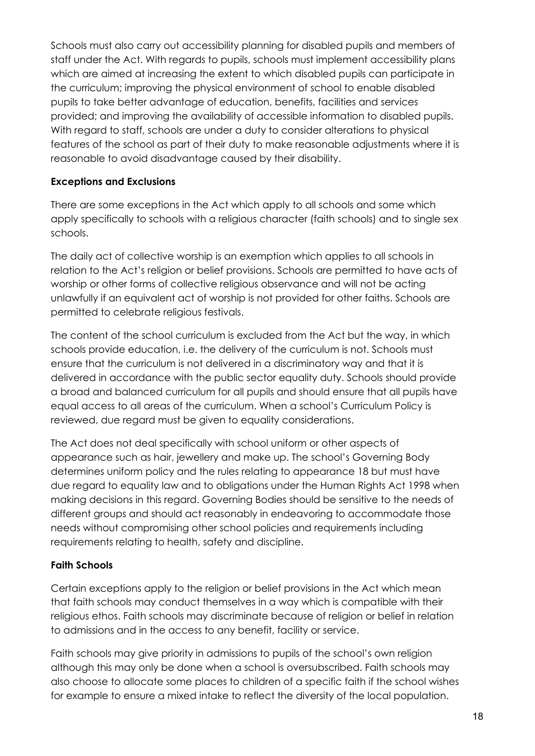Schools must also carry out accessibility planning for disabled pupils and members of staff under the Act. With regards to pupils, schools must implement accessibility plans which are aimed at increasing the extent to which disabled pupils can participate in the curriculum; improving the physical environment of school to enable disabled pupils to take better advantage of education, benefits, facilities and services provided; and improving the availability of accessible information to disabled pupils. With regard to staff, schools are under a duty to consider alterations to physical features of the school as part of their duty to make reasonable adjustments where it is reasonable to avoid disadvantage caused by their disability.

**Exceptions and Exclusions**

There are some exceptions in the Act which apply to all schools and some which apply specifically to schools with a religious character (faith schools) and to single sex schools.

The daily act of collective worship is an exemption which applies to all schools in relation to the Act's religion or belief provisions. Schools are permitted to have acts of worship or other forms of collective religious observance and will not be acting unlawfully if an equivalent act of worship is not provided for other faiths. Schools are permitted to celebrate religious festivals.

The content of the school curriculum is excluded from the Act but the way, in which schools provide education, i.e. the delivery of the curriculum is not. Schools must ensure that the curriculum is not delivered in a discriminatory way and that it is delivered in accordance with the public sector equality duty. Schools should provide a broad and balanced curriculum for all pupils and should ensure that all pupils have equal access to all areas of the curriculum. When a school's Curriculum Policy is reviewed, due regard must be given to equality considerations.

The Act does not deal specifically with school uniform or other aspects of appearance such as hair, jewellery and make up. The school's Governing Body determines uniform policy and the rules relating to appearance 18 but must have due regard to equality law and to obligations under the Human Rights Act 1998 when making decisions in this regard. Governing Bodies should be sensitive to the needs of different groups and should act reasonably in endeavoring to accommodate those needs without compromising other school policies and requirements including requirements relating to health, safety and discipline.

**Faith Schools**

Certain exceptions apply to the religion or belief provisions in the Act which mean that faith schools may conduct themselves in a way which is compatible with their religious ethos. Faith schools may discriminate because of religion or belief in relation to admissions and in the access to any benefit, facility or service.

Faith schools may give priority in admissions to pupils of the school's own religion although this may only be done when a school is oversubscribed. Faith schools may also choose to allocate some places to children of a specific faith if the school wishes for example to ensure a mixed intake to reflect the diversity of the local population.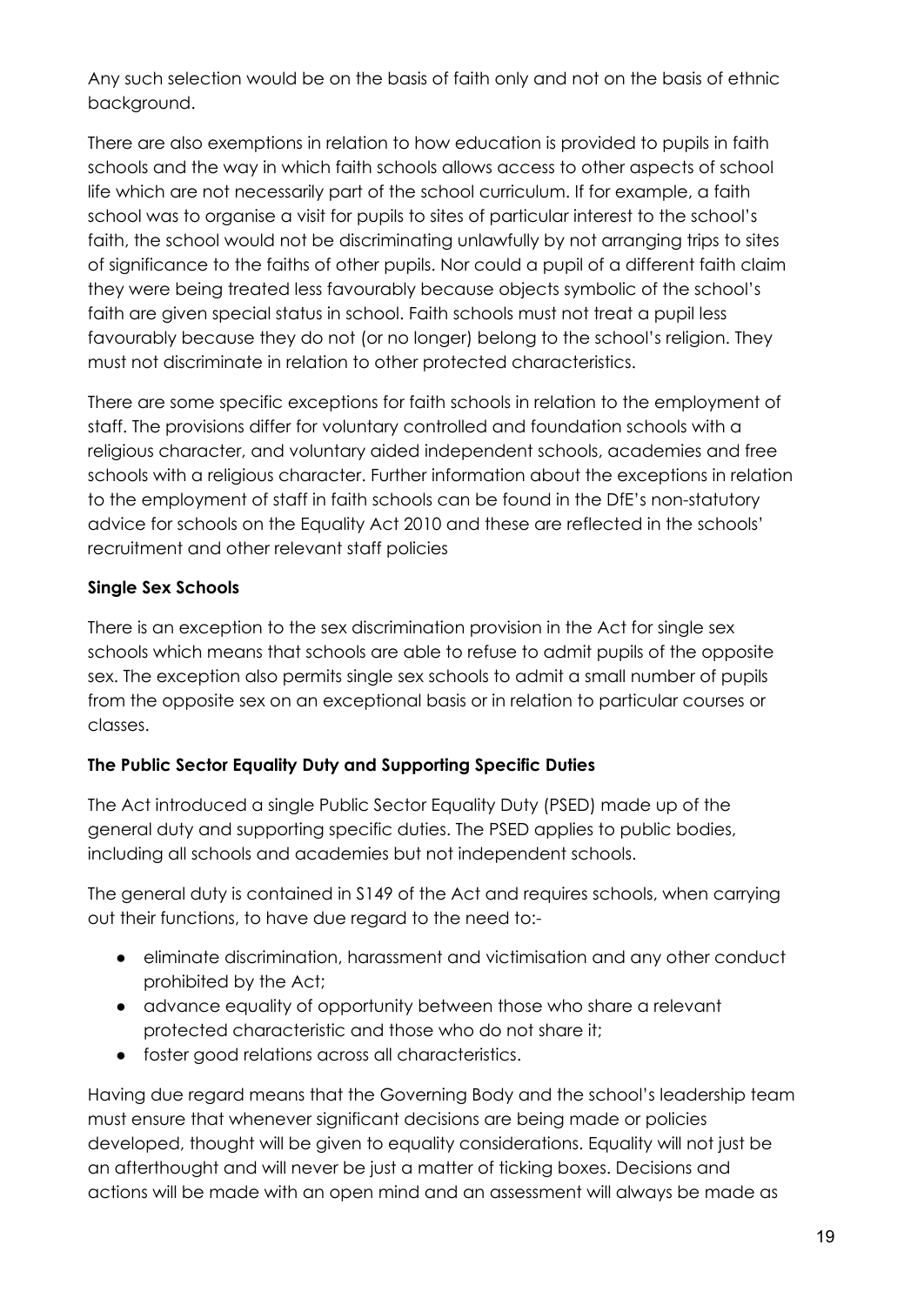Any such selection would be on the basis of faith only and not on the basis of ethnic background.

There are also exemptions in relation to how education is provided to pupils in faith schools and the way in which faith schools allows access to other aspects of school life which are not necessarily part of the school curriculum. If for example, a faith school was to organise a visit for pupils to sites of particular interest to the school's faith, the school would not be discriminating unlawfully by not arranging trips to sites of significance to the faiths of other pupils. Nor could a pupil of a different faith claim they were being treated less favourably because objects symbolic of the school's faith are given special status in school. Faith schools must not treat a pupil less favourably because they do not (or no longer) belong to the school's religion. They must not discriminate in relation to other protected characteristics.

There are some specific exceptions for faith schools in relation to the employment of staff. The provisions differ for voluntary controlled and foundation schools with a religious character, and voluntary aided independent schools, academies and free schools with a religious character. Further information about the exceptions in relation to the employment of staff in faith schools can be found in the DfE's non-statutory advice for schools on the Equality Act 2010 and these are reflected in the schools' recruitment and other relevant staff policies

**Single Sex Schools**

There is an exception to the sex discrimination provision in the Act for single sex schools which means that schools are able to refuse to admit pupils of the opposite sex. The exception also permits single sex schools to admit a small number of pupils from the opposite sex on an exceptional basis or in relation to particular courses or classes.

**The Public Sector Equality Duty and Supporting Specific Duties**

The Act introduced a single Public Sector Equality Duty (PSED) made up of the general duty and supporting specific duties. The PSED applies to public bodies, including all schools and academies but not independent schools.

The general duty is contained in S149 of the Act and requires schools, when carrying out their functions, to have due regard to the need to:-

- eliminate discrimination, harassment and victimisation and any other conduct prohibited by the Act;
- advance equality of opportunity between those who share a relevant protected characteristic and those who do not share it;
- foster good relations across all characteristics.

Having due regard means that the Governing Body and the school's leadership team must ensure that whenever significant decisions are being made or policies developed, thought will be given to equality considerations. Equality will not just be an afterthought and will never be just a matter of ticking boxes. Decisions and actions will be made with an open mind and an assessment will always be made as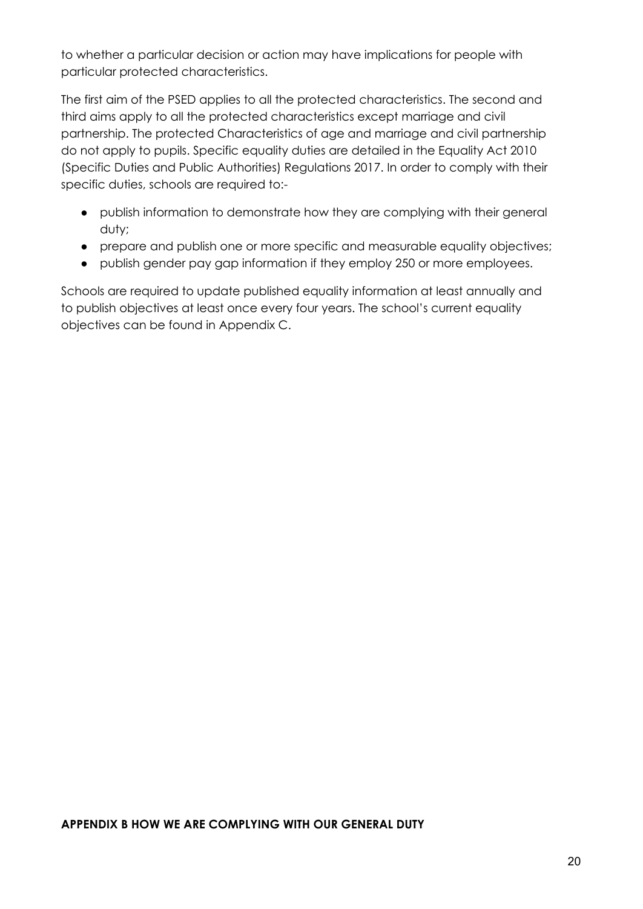to whether a particular decision or action may have implications for people with particular protected characteristics.

The first aim of the PSED applies to all the protected characteristics. The second and third aims apply to all the protected characteristics except marriage and civil partnership. The protected Characteristics of age and marriage and civil partnership do not apply to pupils. Specific equality duties are detailed in the Equality Act 2010 (Specific Duties and Public Authorities) Regulations 2017. In order to comply with their specific duties, schools are required to:-

- publish information to demonstrate how they are complying with their general duty;
- prepare and publish one or more specific and measurable equality objectives;
- publish gender pay gap information if they employ 250 or more employees.

Schools are required to update published equality information at least annually and to publish objectives at least once every four years. The school's current equality objectives can be found in Appendix C.

**APPENDIX B HOW WE ARE COMPLYING WITH OUR GENERAL DUTY**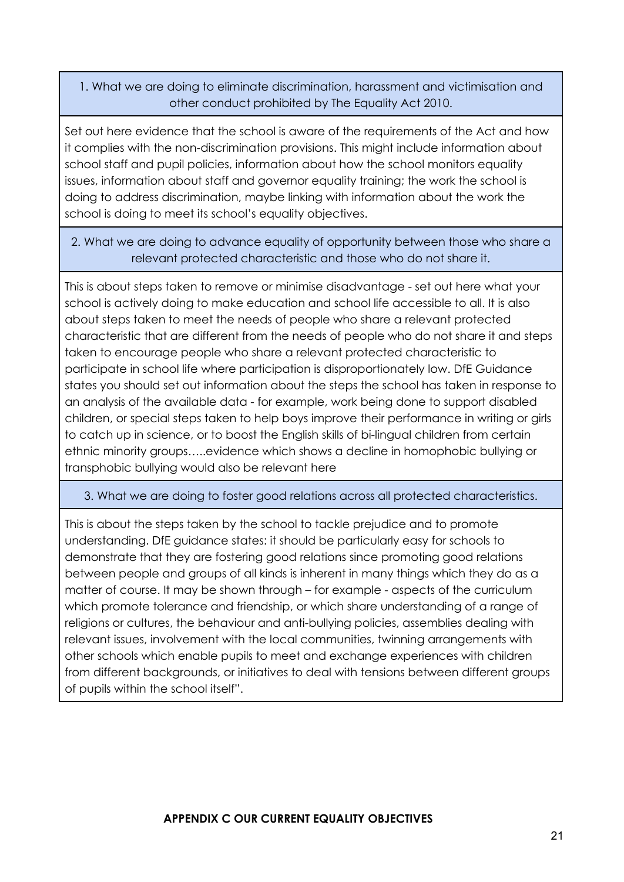### 1. What we are doing to eliminate discrimination, harassment and victimisation and other conduct prohibited by The Equality Act 2010.

Set out here evidence that the school is aware of the requirements of the Act and how it complies with the non-discrimination provisions. This might include information about school staff and pupil policies, information about how the school monitors equality issues, information about staff and governor equality training; the work the school is doing to address discrimination, maybe linking with information about the work the school is doing to meet its school's equality objectives.

### 2. What we are doing to advance equality of opportunity between those who share a relevant protected characteristic and those who do not share it.

This is about steps taken to remove or minimise disadvantage - set out here what your school is actively doing to make education and school life accessible to all. It is also about steps taken to meet the needs of people who share a relevant protected characteristic that are different from the needs of people who do not share it and steps taken to encourage people who share a relevant protected characteristic to participate in school life where participation is disproportionately low. DfE Guidance states you should set out information about the steps the school has taken in response to an analysis of the available data - for example, work being done to support disabled children, or special steps taken to help boys improve their performance in writing or girls to catch up in science, or to boost the English skills of bi-lingual children from certain ethnic minority groups…..evidence which shows a decline in homophobic bullying or transphobic bullying would also be relevant here

### 3. What we are doing to foster good relations across all protected characteristics.

This is about the steps taken by the school to tackle prejudice and to promote understanding. DfE guidance states: it should be particularly easy for schools to demonstrate that they are fostering good relations since promoting good relations between people and groups of all kinds is inherent in many things which they do as a matter of course. It may be shown through – for example - aspects of the curriculum which promote tolerance and friendship, or which share understanding of a range of religions or cultures, the behaviour and anti-bullying policies, assemblies dealing with relevant issues, involvement with the local communities, twinning arrangements with other schools which enable pupils to meet and exchange experiences with children from different backgrounds, or initiatives to deal with tensions between different groups of pupils within the school itself".

**APPENDIX C OUR CURRENT EQUALITY OBJECTIVES**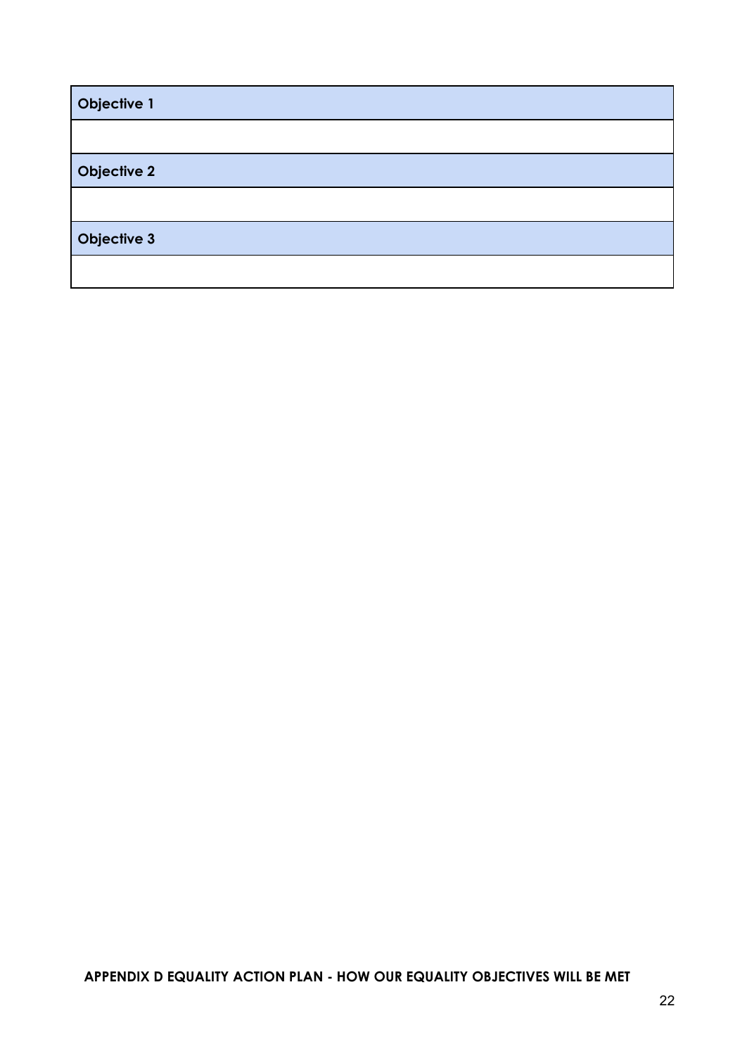| Objective 1 |
| --- |
| |
| **Objective 2** |
| |
| **Objective 3** |
| |

**APPENDIX D EQUALITY ACTION PLAN - HOW OUR EQUALITY OBJECTIVES WILL BE MET**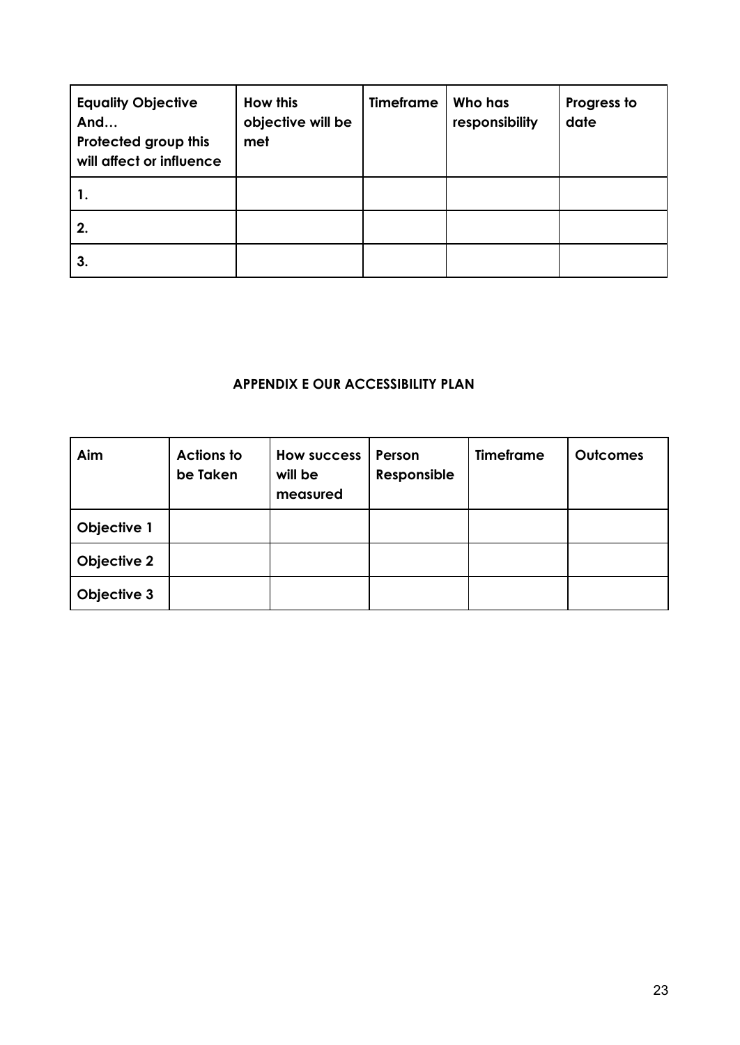| **Equality Objective And… Protected group this will affect or influence** | **How this objective will be met** | **Timeframe** | **Who has responsibility** | **Progress to date** |
|---|---|---|---|---|
| **1.** | | | | |
| **2.** | | | | |
| **3.** | | | | |

## APPENDIX E OUR ACCESSIBILITY PLAN

| **Aim** | **Actions to be Taken** | **How success will be measured** | **Person Responsible** | **Timeframe** | **Outcomes** |
|---|---|---|---|---|---|
| **Objective 1** | | | | | |
| **Objective 2** | | | | | |
| **Objective 3** | | | | | |